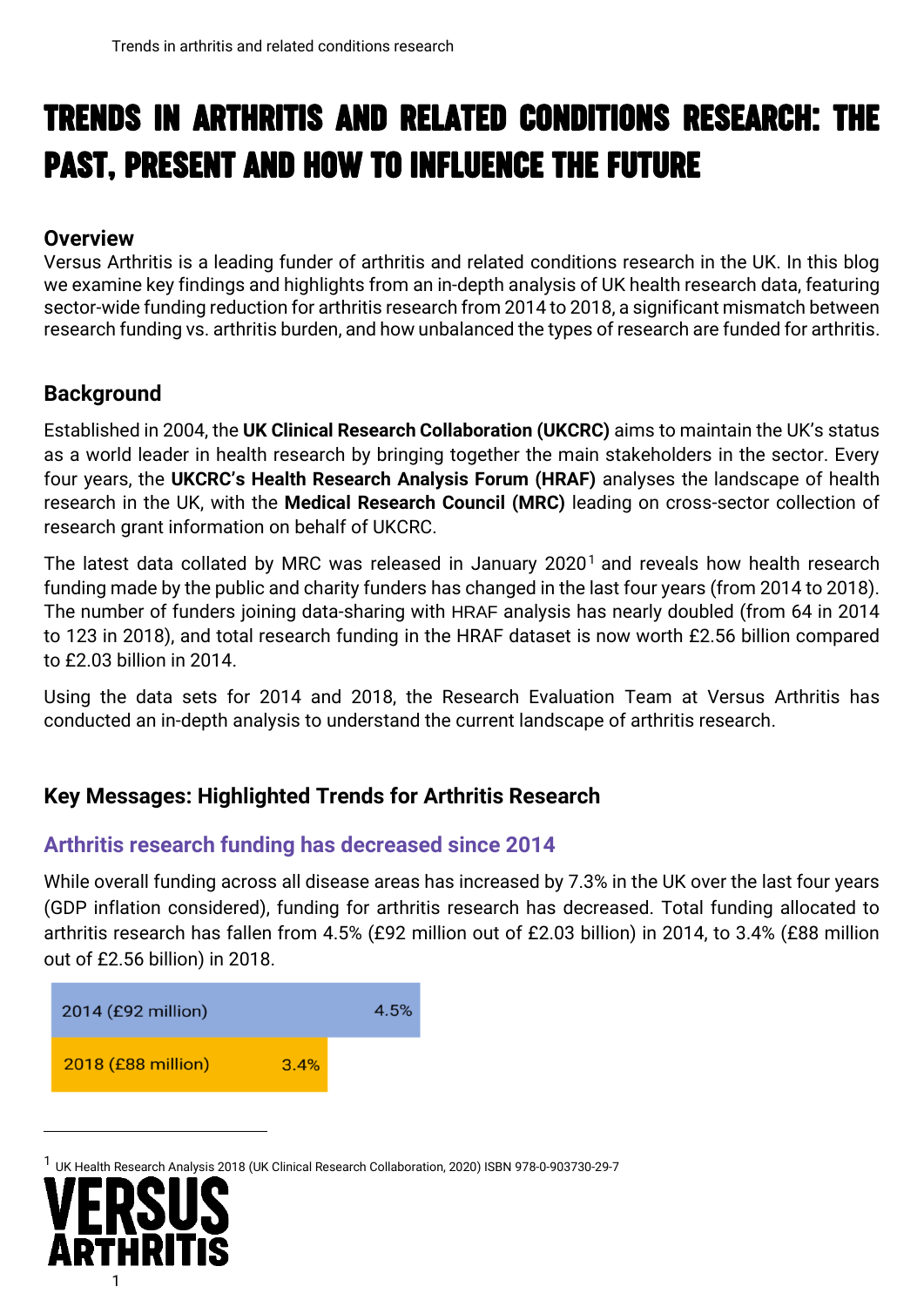# Trends in arthritis and related conditions research: the past, present and how to influence the future

## Overview

Versus Arthritis is a leading funder of arthritis and related conditions research in the UK. In this blog we examine key findings and highlights from an in-depth analysis of UK health research data, featuring sector-wide funding reduction for arthritis research from 2014 to 2018, a significant mismatch between research funding vs. arthritis burden, and how unbalanced the types of research are funded for arthritis.

## Background

Established in 2004, the **UK Clinical Research Collaboration (UKCRC)** aims to maintain the UK's status as a world leader in health research by bringing together the main stakeholders in the sector. Every four years, the **UKCRC's Health Research Analysis Forum (HRAF)** analyses the landscape of health research in the UK, with the **Medical Research Council (MRC)** leading on cross-sector collection of research grant information on behalf of UKCRC.

The latest data collated by MRC was released in January 2020[1] and reveals how health research funding made by the public and charity funders has changed in the last four years (from 2014 to 2018). The number of funders joining data-sharing with HRAF analysis has nearly doubled (from 64 in 2014 to 123 in 2018), and total research funding in the HRAF dataset is now worth £2.56 billion compared to £2.03 billion in 2014.

Using the data sets for 2014 and 2018, the Research Evaluation Team at Versus Arthritis has conducted an in-depth analysis to understand the current landscape of arthritis research.

## Key Messages: Highlighted Trends for Arthritis Research

### Arthritis research funding has decreased since 2014

While overall funding across all disease areas has increased by 7.3% in the UK over the last four years (GDP inflation considered), funding for arthritis research has decreased. Total funding allocated to arthritis research has fallen from 4.5% (£92 million out of £2.03 billion) in 2014, to 3.4% (£88 million out of £2.56 billion) in 2018.

| Year | Share |
|---|---|
| 2014 (£92 million) | 4.5% |
| 2018 (£88 million) | 3.4% |

---

[1] UK Health Research Analysis 2018 (UK Clinical Research Collaboration, 2020) ISBN 978-0-903730-29-7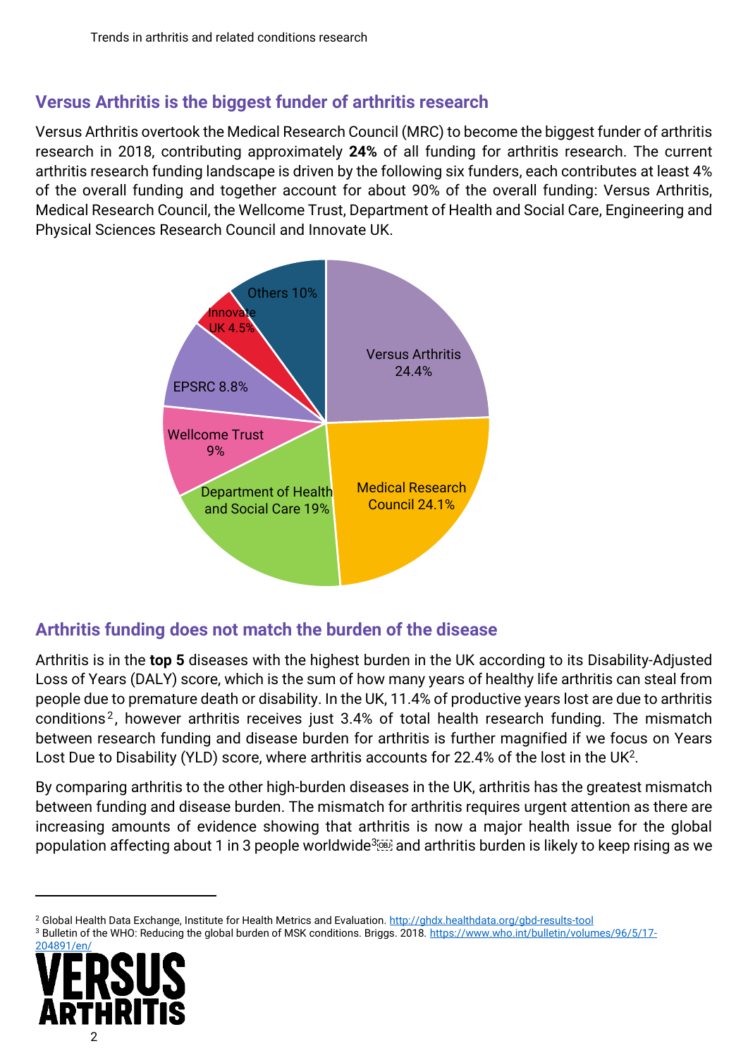## Versus Arthritis is the biggest funder of arthritis research

Versus Arthritis overtook the Medical Research Council (MRC) to become the biggest funder of arthritis research in 2018, contributing approximately **24%** of all funding for arthritis research. The current arthritis research funding landscape is driven by the following six funders, each contributes at least 4% of the overall funding and together account for about 90% of the overall funding: Versus Arthritis, Medical Research Council, the Wellcome Trust, Department of Health and Social Care, Engineering and Physical Sciences Research Council and Innovate UK.

Versus Arthritis 24.4%
Medical Research Council 24.1%
Department of Health and Social Care 19%
Wellcome Trust 9%
EPSRC 8.8%
Innovate UK 4.5%
Others 10%

## Arthritis funding does not match the burden of the disease

Arthritis is in the **top 5** diseases with the highest burden in the UK according to its Disability-Adjusted Loss of Years (DALY) score, which is the sum of how many years of healthy life arthritis can steal from people due to premature death or disability. In the UK, 11.4% of productive years lost are due to arthritis conditions[2], however arthritis receives just 3.4% of total health research funding. The mismatch between research funding and disease burden for arthritis is further magnified if we focus on Years Lost Due to Disability (YLD) score, where arthritis accounts for 22.4% of the lost in the UK[2].

By comparing arthritis to the other high-burden diseases in the UK, arthritis has the greatest mismatch between funding and disease burden. The mismatch for arthritis requires urgent attention as there are increasing amounts of evidence showing that arthritis is now a major health issue for the global population affecting about 1 in 3 people worldwide[3] and arthritis burden is likely to keep rising as we

---

[2] Global Health Data Exchange, Institute for Health Metrics and Evaluation. http://ghdx.healthdata.org/gbd-results-tool

[3] Bulletin of the WHO: Reducing the global burden of MSK conditions. Briggs. 2018. https://www.who.int/bulletin/volumes/96/5/17-204891/en/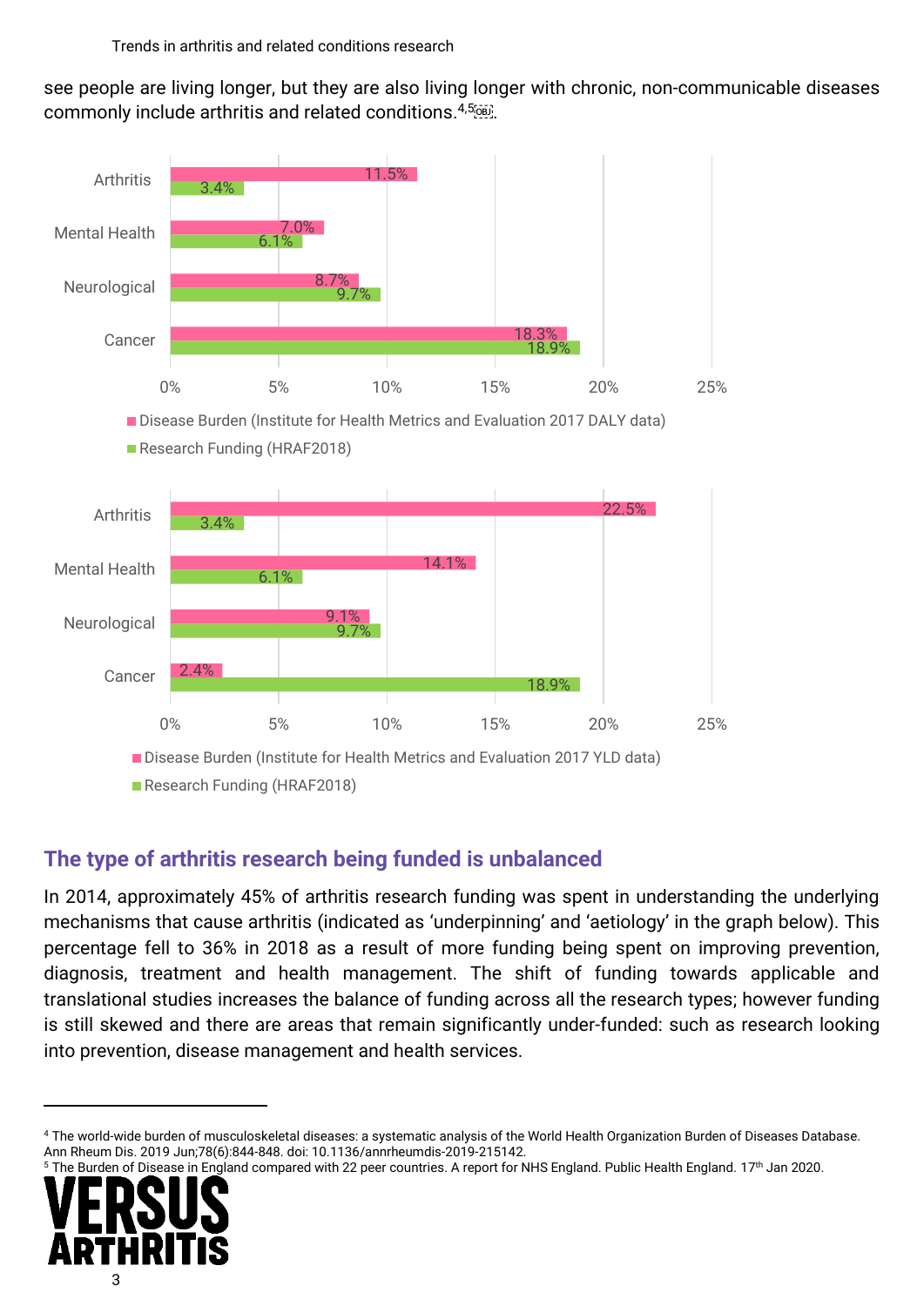see people are living longer, but they are also living longer with chronic, non-communicable diseases commonly include arthritis and related conditions.[4,5].

| | Disease Burden (Institute for Health Metrics and Evaluation 2017 DALY data) | Research Funding (HRAF2018) |
|---|---|---|
| Arthritis | 11.5% | 3.4% |
| Mental Health | 7.0% | 6.1% |
| Neurological | 8.7% | 9.7% |
| Cancer | 18.3% | 18.9% |

| | Disease Burden (Institute for Health Metrics and Evaluation 2017 YLD data) | Research Funding (HRAF2018) |
|---|---|---|
| Arthritis | 22.5% | 3.4% |
| Mental Health | 14.1% | 6.1% |
| Neurological | 9.1% | 9.7% |
| Cancer | 2.4% | 18.9% |

## The type of arthritis research being funded is unbalanced

In 2014, approximately 45% of arthritis research funding was spent in understanding the underlying mechanisms that cause arthritis (indicated as 'underpinning' and 'aetiology' in the graph below). This percentage fell to 36% in 2018 as a result of more funding being spent on improving prevention, diagnosis, treatment and health management. The shift of funding towards applicable and translational studies increases the balance of funding across all the research types; however funding is still skewed and there are areas that remain significantly under-funded: such as research looking into prevention, disease management and health services.

---

[4] The world-wide burden of musculoskeletal diseases: a systematic analysis of the World Health Organization Burden of Diseases Database. Ann Rheum Dis. 2019 Jun;78(6):844-848. doi: 10.1136/annrheumdis-2019-215142.

[5] The Burden of Disease in England compared with 22 peer countries. A report for NHS England. Public Health England. 17th Jan 2020.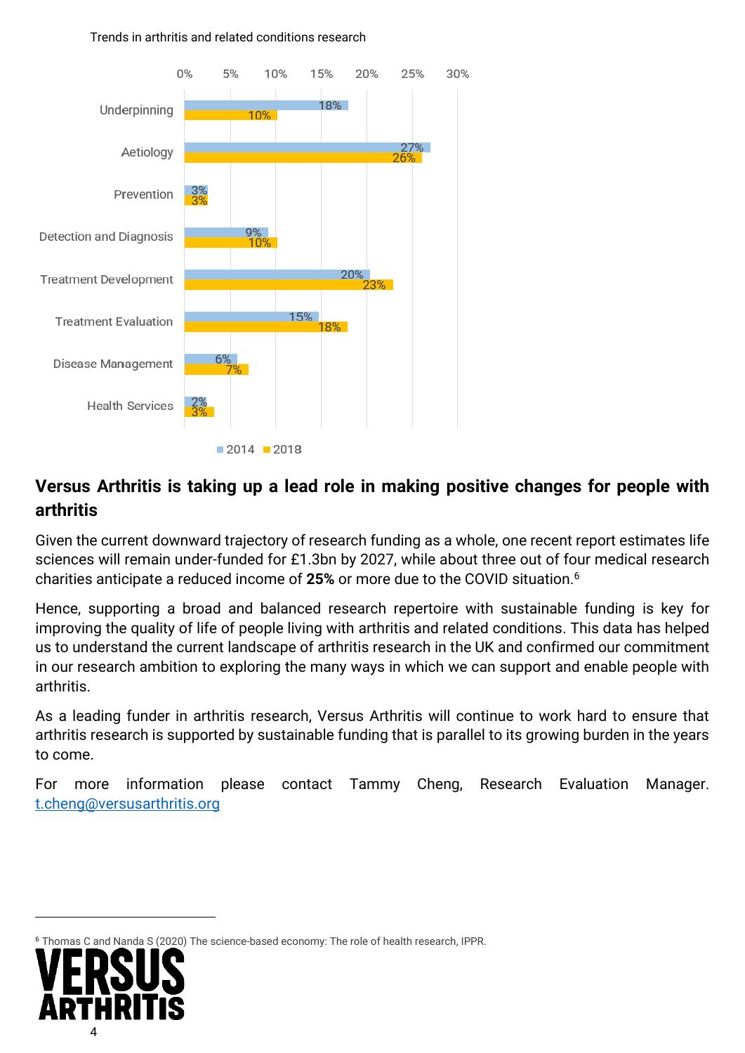Trends in arthritis and related conditions research

0% 5% 10% 15% 20% 25% 30%

Underpinning 18% 10%

Aetiology 27% 26%

Prevention 3% 3%

Detection and Diagnosis 9% 10%

Treatment Development 20% 23%

Treatment Evaluation 15% 18%

Disease Management 6% 7%

Health Services 2% 3%

2014 2018

## Versus Arthritis is taking up a lead role in making positive changes for people with arthritis

Given the current downward trajectory of research funding as a whole, one recent report estimates life sciences will remain under-funded for £1.3bn by 2027, while about three out of four medical research charities anticipate a reduced income of **25%** or more due to the COVID situation.[6]

Hence, supporting a broad and balanced research repertoire with sustainable funding is key for improving the quality of life of people living with arthritis and related conditions. This data has helped us to understand the current landscape of arthritis research in the UK and confirmed our commitment in our research ambition to exploring the many ways in which we can support and enable people with arthritis.

As a leading funder in arthritis research, Versus Arthritis will continue to work hard to ensure that arthritis research is supported by sustainable funding that is parallel to its growing burden in the years to come.

For more information please contact Tammy Cheng, Research Evaluation Manager. t.cheng@versusarthritis.org

[6] Thomas C and Nanda S (2020) The science-based economy: The role of health research, IPPR.

VERSUS ARTHRITIS